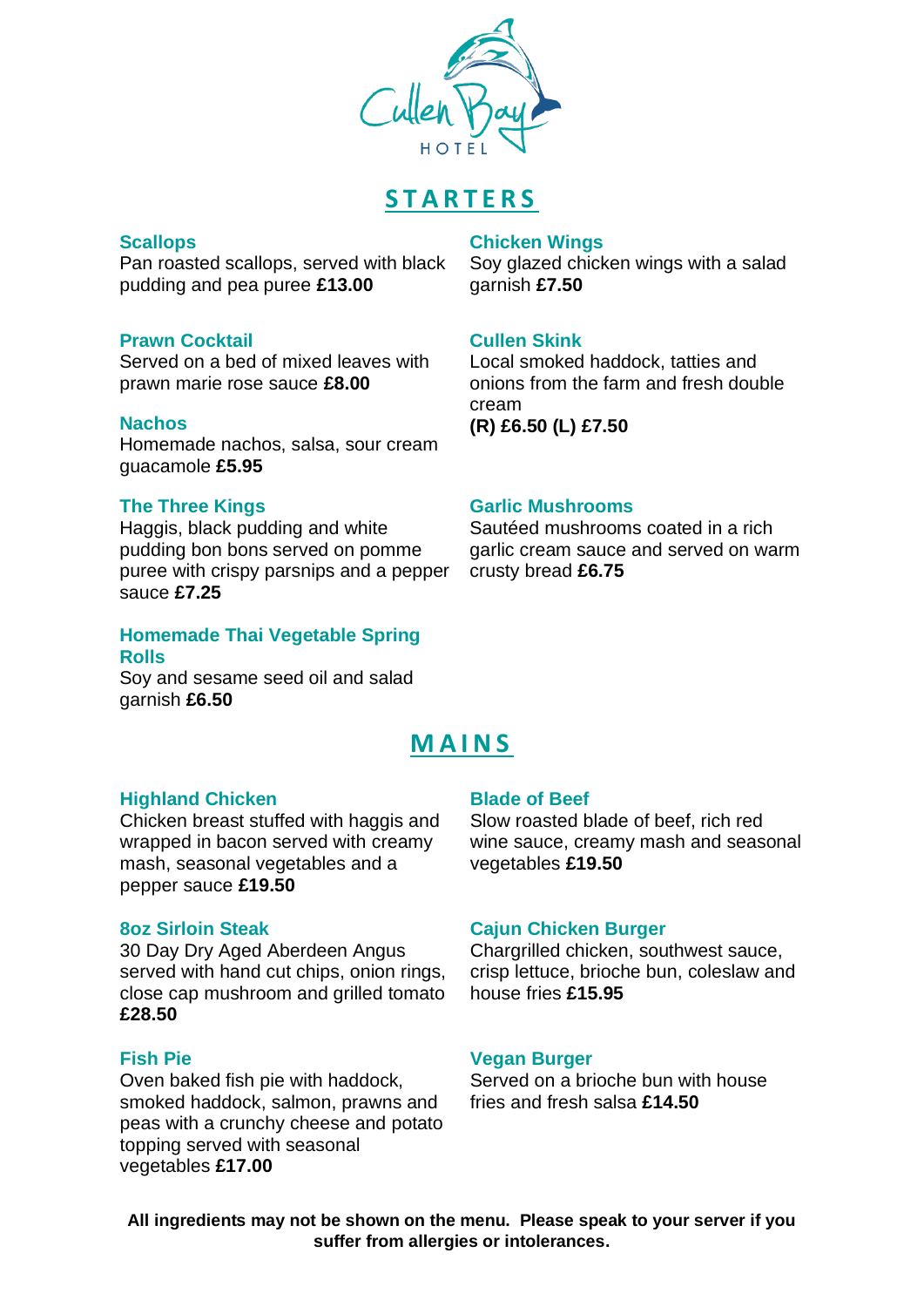Cullen Bay
HOTEL

# STARTERS

### Scallops
Pan roasted scallops, served with black pudding and pea puree **£13.00**

### Prawn Cocktail
Served on a bed of mixed leaves with prawn marie rose sauce **£8.00**

### Nachos
Homemade nachos, salsa, sour cream guacamole **£5.95**

### The Three Kings
Haggis, black pudding and white pudding bon bons served on pomme puree with crispy parsnips and a pepper sauce **£7.25**

### Homemade Thai Vegetable Spring Rolls
Soy and sesame seed oil and salad garnish **£6.50**

### Chicken Wings
Soy glazed chicken wings with a salad garnish **£7.50**

### Cullen Skink
Local smoked haddock, tatties and onions from the farm and fresh double cream
**(R) £6.50 (L) £7.50**

### Garlic Mushrooms
Sautéed mushrooms coated in a rich garlic cream sauce and served on warm crusty bread **£6.75**

# MAINS

### Highland Chicken
Chicken breast stuffed with haggis and wrapped in bacon served with creamy mash, seasonal vegetables and a pepper sauce **£19.50**

### 8oz Sirloin Steak
30 Day Dry Aged Aberdeen Angus served with hand cut chips, onion rings, close cap mushroom and grilled tomato **£28.50**

### Fish Pie
Oven baked fish pie with haddock, smoked haddock, salmon, prawns and peas with a crunchy cheese and potato topping served with seasonal vegetables **£17.00**

### Blade of Beef
Slow roasted blade of beef, rich red wine sauce, creamy mash and seasonal vegetables **£19.50**

### Cajun Chicken Burger
Chargrilled chicken, southwest sauce, crisp lettuce, brioche bun, coleslaw and house fries **£15.95**

### Vegan Burger
Served on a brioche bun with house fries and fresh salsa **£14.50**

**All ingredients may not be shown on the menu. Please speak to your server if you suffer from allergies or intolerances.**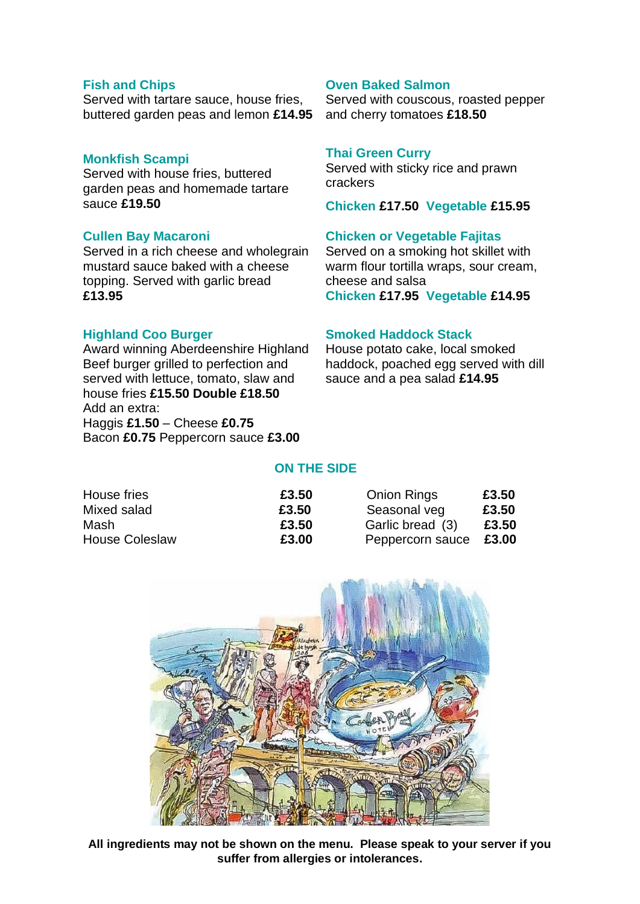### Fish and Chips
Served with tartare sauce, house fries, buttered garden peas and lemon **£14.95**

### Monkfish Scampi
Served with house fries, buttered garden peas and homemade tartare sauce **£19.50**

### Cullen Bay Macaroni
Served in a rich cheese and wholegrain mustard sauce baked with a cheese topping. Served with garlic bread **£13.95**

### Highland Coo Burger
Award winning Aberdeenshire Highland Beef burger grilled to perfection and served with lettuce, tomato, slaw and house fries **£15.50 Double £18.50**
Add an extra:
Haggis **£1.50** – Cheese **£0.75**
Bacon **£0.75** Peppercorn sauce **£3.00**

### Oven Baked Salmon
Served with couscous, roasted pepper and cherry tomatoes **£18.50**

### Thai Green Curry
Served with sticky rice and prawn crackers

**Chicken £17.50 Vegetable £15.95**

### Chicken or Vegetable Fajitas
Served on a smoking hot skillet with warm flour tortilla wraps, sour cream, cheese and salsa
**Chicken £17.95 Vegetable £14.95**

### Smoked Haddock Stack
House potato cake, local smoked haddock, poached egg served with dill sauce and a pea salad **£14.95**

## ON THE SIDE

| | | | |
|---|---|---|---|
| House fries | **£3.50** | Onion Rings | **£3.50** |
| Mixed salad | **£3.50** | Seasonal veg | **£3.50** |
| Mash | **£3.50** | Garlic bread (3) | **£3.50** |
| House Coleslaw | **£3.00** | Peppercorn sauce | **£3.00** |

**All ingredients may not be shown on the menu. Please speak to your server if you suffer from allergies or intolerances.**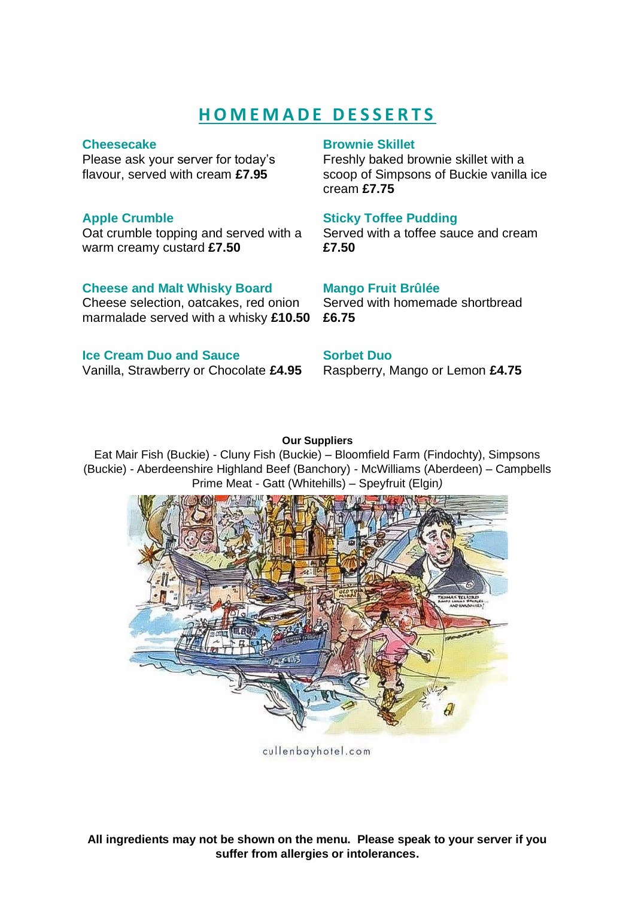# HOMEMADE DESSERTS

**Cheesecake**
Please ask your server for today's flavour, served with cream **£7.95**

**Apple Crumble**
Oat crumble topping and served with a warm creamy custard **£7.50**

**Cheese and Malt Whisky Board**
Cheese selection, oatcakes, red onion marmalade served with a whisky **£10.50**

**Ice Cream Duo and Sauce**
Vanilla, Strawberry or Chocolate **£4.95**

**Brownie Skillet**
Freshly baked brownie skillet with a scoop of Simpsons of Buckie vanilla ice cream **£7.75**

**Sticky Toffee Pudding**
Served with a toffee sauce and cream **£7.50**

**Mango Fruit Brûlée**
Served with homemade shortbread **£6.75**

**Sorbet Duo**
Raspberry, Mango or Lemon **£4.75**

**Our Suppliers**

Eat Mair Fish (Buckie) - Cluny Fish (Buckie) – Bloomfield Farm (Findochty), Simpsons (Buckie) - Aberdeenshire Highland Beef (Banchory) - McWilliams (Aberdeen) – Campbells Prime Meat - Gatt (Whitehills) – Speyfruit (Elgin)

cullenbayhotel.com

**All ingredients may not be shown on the menu. Please speak to your server if you suffer from allergies or intolerances.**